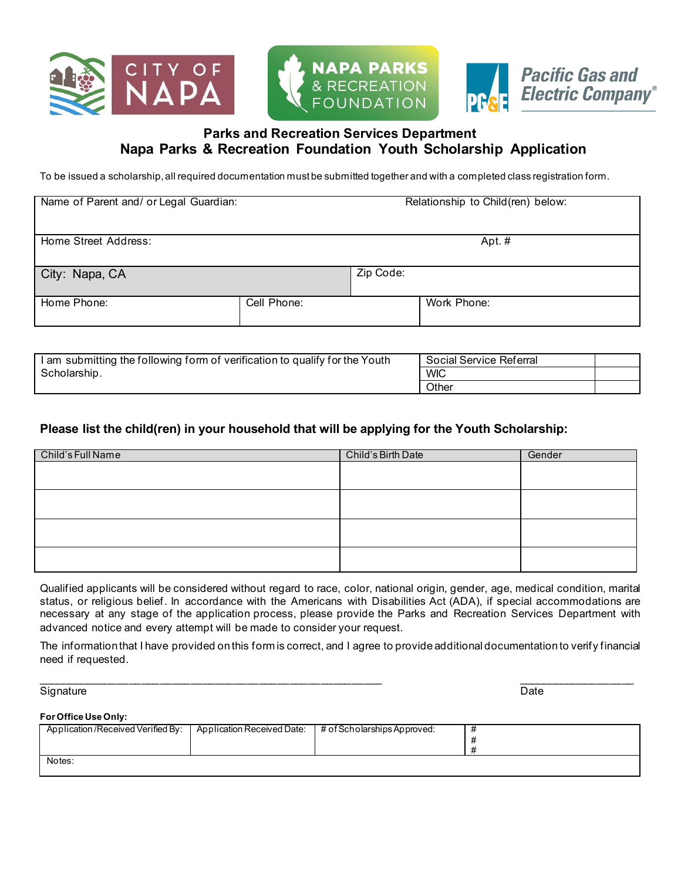CITY OF NAPA | NAPA PARKS & RECREATION FOUNDATION | Pacific Gas and Electric Company

## Parks and Recreation Services Department
## Napa Parks & Recreation Foundation Youth Scholarship Application

To be issued a scholarship, all required documentation must be submitted together and with a completed class registration form.

| Name of Parent and/ or Legal Guardian: | | Relationship to Child(ren) below: |
|---|---|---|
| Home Street Address: | | Apt. # |
| City: Napa, CA | Zip Code: | |
| Home Phone: | Cell Phone: | Work Phone: |

| I am submitting the following form of verification to qualify for the Youth Scholarship. | Social Service Referral | |
|---|---|---|
| | WIC | |
| | Other | |

### Please list the child(ren) in your household that will be applying for the Youth Scholarship:

| Child's Full Name | Child's Birth Date | Gender |
|---|---|---|
| | | |
| | | |
| | | |
| | | |

Qualified applicants will be considered without regard to race, color, national origin, gender, age, medical condition, marital status, or religious belief. In accordance with the Americans with Disabilities Act (ADA), if special accommodations are necessary at any stage of the application process, please provide the Parks and Recreation Services Department with advanced notice and every attempt will be made to consider your request.

The information that I have provided on this form is correct, and I agree to provide additional documentation to verify financial need if requested.

\_\_\_\_\_\_\_\_\_\_\_\_\_\_\_\_\_\_\_\_\_\_\_\_\_\_\_\_\_\_\_\_\_\_\_\_\_\_\_\_\_\_\_\_ \_\_\_\_\_\_\_\_\_\_\_\_\_\_\_\_\_\_\_\_
Signature Date

**For Office Use Only:**

| Application /Received Verified By: | Application Received Date: | # of Scholarships Approved: | # # # |
|---|---|---|---|
| Notes: | | | |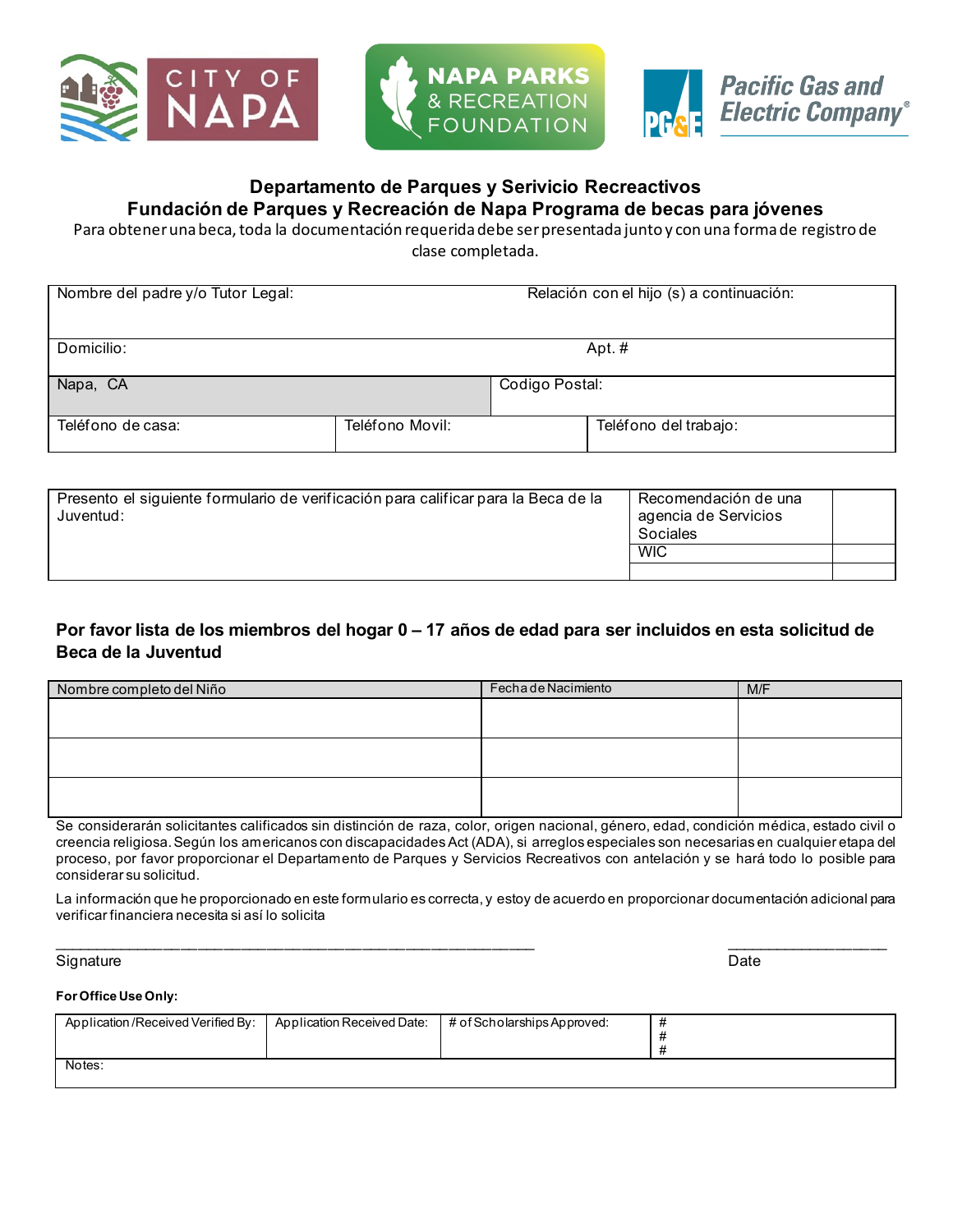CITY OF NAPA

NAPA PARKS & RECREATION FOUNDATION

Pacific Gas and Electric Company®

### Departamento de Parques y Serivicio Recreactivos
### Fundación de Parques y Recreación de Napa Programa de becas para jóvenes

Para obtener una beca, toda la documentación requerida debe ser presentada junto y con una forma de registro de clase completada.

| | | |
|---|---|---|
| Nombre del padre y/o Tutor Legal: | | Relación con el hijo (s) a continuación: |
| Domicilio: | | Apt. # |
| Napa, CA | | Codigo Postal: |
| Teléfono de casa: | Teléfono Movil: | Teléfono del trabajo: |

| | | |
|---|---|---|
| Presento el siguiente formulario de verificación para calificar para la Beca de la Juventud: | Recomendación de una agencia de Servicios Sociales | |
| | WIC | |
| | | |

**Por favor lista de los miembros del hogar 0 – 17 años de edad para ser incluidos en esta solicitud de Beca de la Juventud**

| Nombre completo del Niño | Fecha de Nacimiento | M/F |
|---|---|---|
| | | |
| | | |
| | | |

Se considerarán solicitantes calificados sin distinción de raza, color, origen nacional, género, edad, condición médica, estado civil o creencia religiosa. Según los americanos con discapacidades Act (ADA), si arreglos especiales son necesarias en cualquier etapa del proceso, por favor proporcionar el Departamento de Parques y Servicios Recreativos con antelación y se hará todo lo posible para considerar su solicitud.

La información que he proporcionado en este formulario es correcta, y estoy de acuerdo en proporcionar documentación adicional para verificar financiera necesita si así lo solicita

_______________________________________________ _______________

Signature Date

**For Office Use Only:**

| Application /Received Verified By: | Application Received Date: | # of Scholarships Approved: | #<br>#<br># |
|---|---|---|---|
| Notes: | | | |